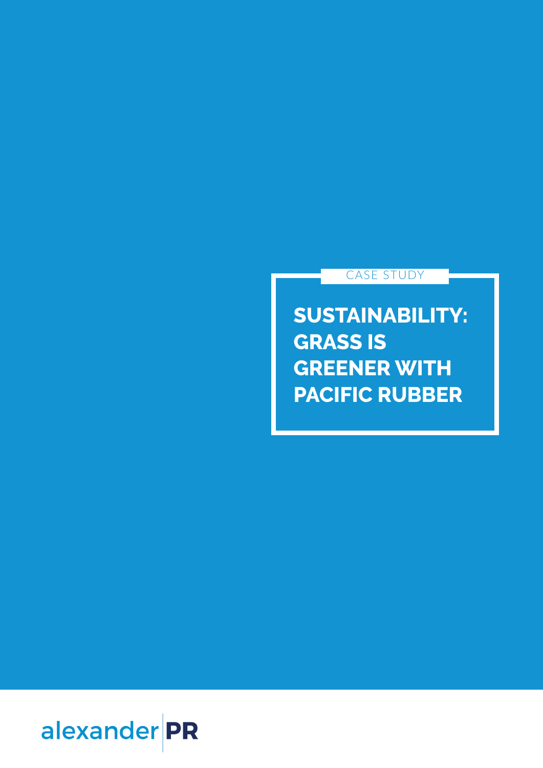CASE STUDY

# SUSTAINABILITY: GRASS IS GREENER WITH PACIFIC RUBBER

alexander PR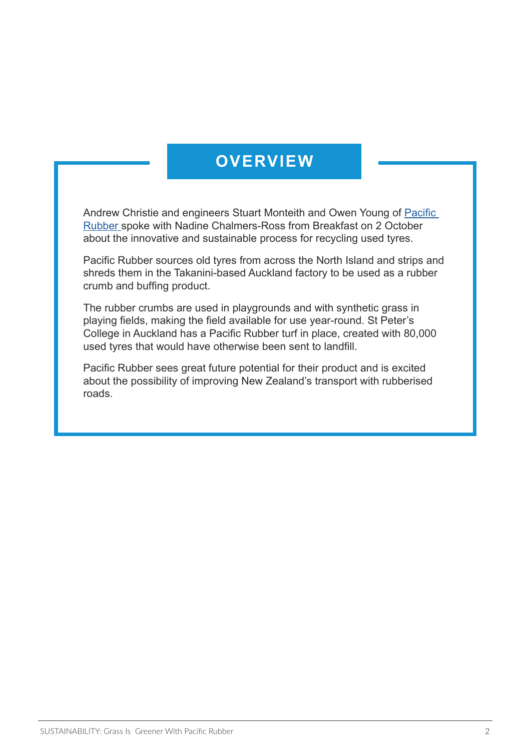## OVERVIEW

Andrew Christie and engineers Stuart Monteith and Owen Young of [Pacific Rubber](#) spoke with Nadine Chalmers-Ross from Breakfast on 2 October about the innovative and sustainable process for recycling used tyres.

Pacific Rubber sources old tyres from across the North Island and strips and shreds them in the Takanini-based Auckland factory to be used as a rubber crumb and buffing product.

The rubber crumbs are used in playgrounds and with synthetic grass in playing fields, making the field available for use year-round. St Peter's College in Auckland has a Pacific Rubber turf in place, created with 80,000 used tyres that would have otherwise been sent to landfill.

Pacific Rubber sees great future potential for their product and is excited about the possibility of improving New Zealand's transport with rubberised roads.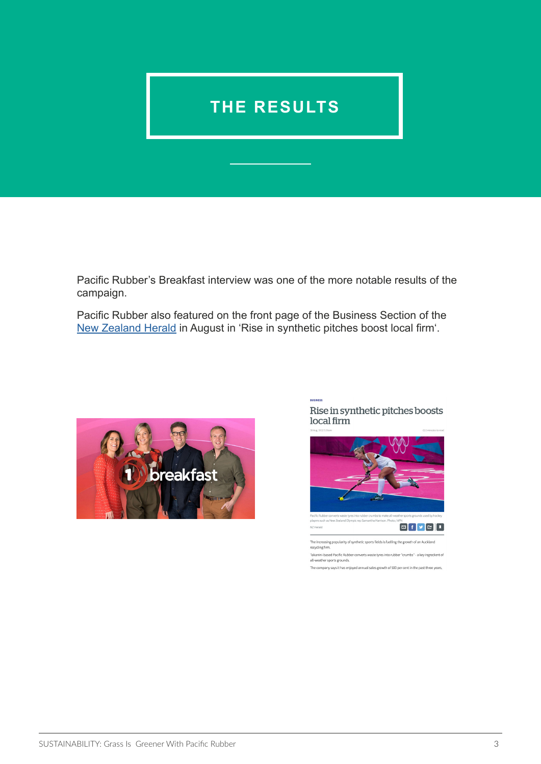# THE RESULTS

Pacific Rubber's Breakfast interview was one of the more notable results of the campaign.

Pacific Rubber also featured on the front page of the Business Section of the [New Zealand Herald](New Zealand Herald) in August in 'Rise in synthetic pitches boost local firm'.